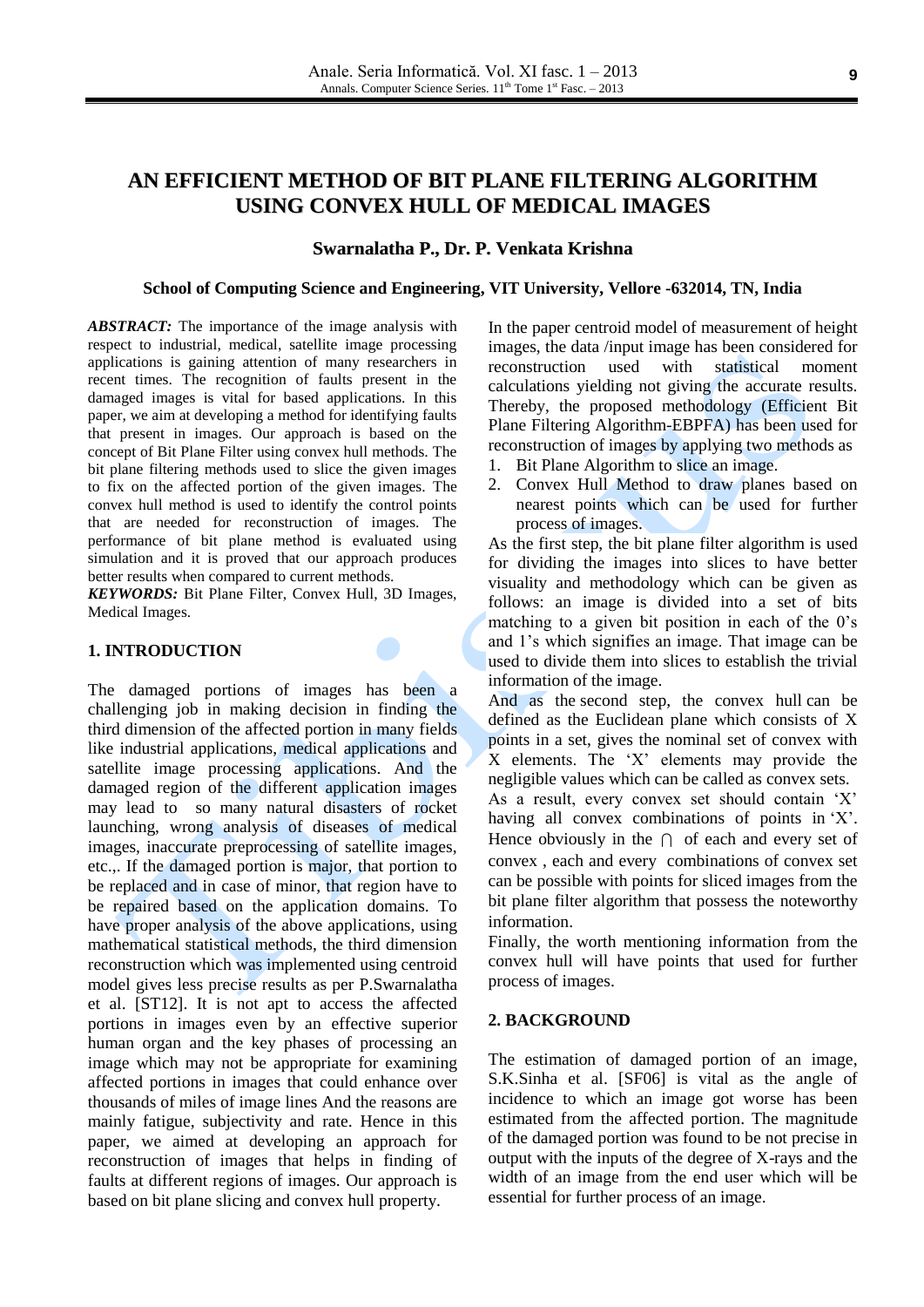# AN EFFICIENT METHOD OF BIT PLANE FILTERING ALGORITHM USING CONVEX HULL OF MEDICAL IMAGES

**Swarnalatha P., Dr. P. Venkata Krishna**

**School of Computing Science and Engineering, VIT University, Vellore -632014, TN, India**

***ABSTRACT:*** The importance of the image analysis with respect to industrial, medical, satellite image processing applications is gaining attention of many researchers in recent times. The recognition of faults present in the damaged images is vital for based applications. In this paper, we aim at developing a method for identifying faults that present in images. Our approach is based on the concept of Bit Plane Filter using convex hull methods. The bit plane filtering methods used to slice the given images to fix on the affected portion of the given images. The convex hull method is used to identify the control points that are needed for reconstruction of images. The performance of bit plane method is evaluated using simulation and it is proved that our approach produces better results when compared to current methods.

***KEYWORDS:*** Bit Plane Filter, Convex Hull, 3D Images, Medical Images.

## 1. INTRODUCTION

The damaged portions of images has been a challenging job in making decision in finding the third dimension of the affected portion in many fields like industrial applications, medical applications and satellite image processing applications. And the damaged region of the different application images may lead to so many natural disasters of rocket launching, wrong analysis of diseases of medical images, inaccurate preprocessing of satellite images, etc.,. If the damaged portion is major, that portion to be replaced and in case of minor, that region have to be repaired based on the application domains. To have proper analysis of the above applications, using mathematical statistical methods, the third dimension reconstruction which was implemented using centroid model gives less precise results as per P.Swarnalatha et al. [ST12]. It is not apt to access the affected portions in images even by an effective superior human organ and the key phases of processing an image which may not be appropriate for examining affected portions in images that could enhance over thousands of miles of image lines And the reasons are mainly fatigue, subjectivity and rate. Hence in this paper, we aimed at developing an approach for reconstruction of images that helps in finding of faults at different regions of images. Our approach is based on bit plane slicing and convex hull property.

In the paper centroid model of measurement of height images, the data /input image has been considered for reconstruction used with statistical moment calculations yielding not giving the accurate results. Thereby, the proposed methodology (Efficient Bit Plane Filtering Algorithm-EBPFA) has been used for reconstruction of images by applying two methods as

1. Bit Plane Algorithm to slice an image.
2. Convex Hull Method to draw planes based on nearest points which can be used for further process of images.

As the first step, the bit plane filter algorithm is used for dividing the images into slices to have better visuality and methodology which can be given as follows: an image is divided into a set of bits matching to a given bit position in each of the 0's and 1's which signifies an image. That image can be used to divide them into slices to establish the trivial information of the image.

And as the second step, the convex hull can be defined as the Euclidean plane which consists of X points in a set, gives the nominal set of convex with X elements. The 'X' elements may provide the negligible values which can be called as convex sets.

As a result, every convex set should contain 'X' having all convex combinations of points in 'X'. Hence obviously in the $\cap$ of each and every set of convex , each and every combinations of convex set can be possible with points for sliced images from the bit plane filter algorithm that possess the noteworthy information.

Finally, the worth mentioning information from the convex hull will have points that used for further process of images.

## 2. BACKGROUND

The estimation of damaged portion of an image, S.K.Sinha et al. [SF06] is vital as the angle of incidence to which an image got worse has been estimated from the affected portion. The magnitude of the damaged portion was found to be not precise in output with the inputs of the degree of X-rays and the width of an image from the end user which will be essential for further process of an image.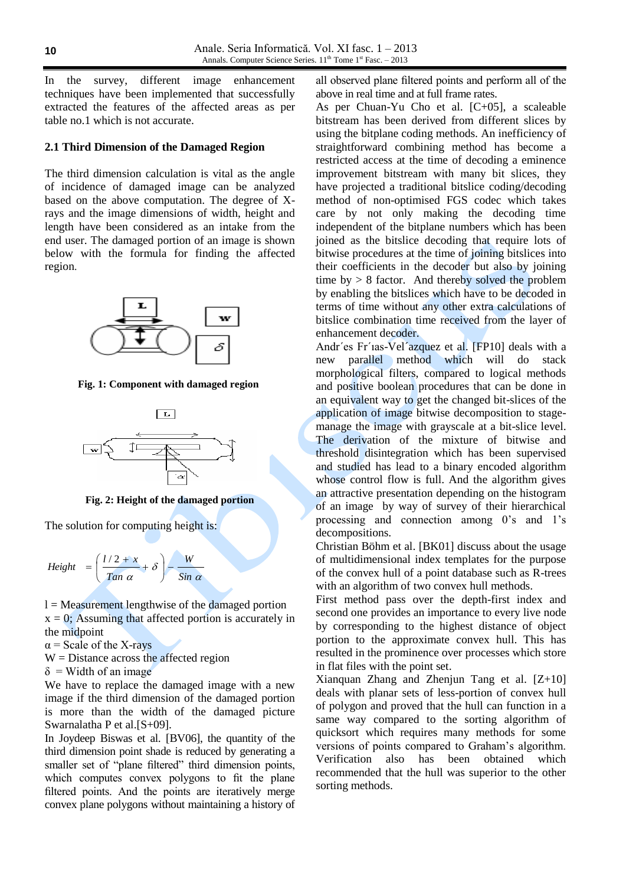In the survey, different image enhancement techniques have been implemented that successfully extracted the features of the affected areas as per table no.1 which is not accurate.

### 2.1 Third Dimension of the Damaged Region

The third dimension calculation is vital as the angle of incidence of damaged image can be analyzed based on the above computation. The degree of X-rays and the image dimensions of width, height and length have been considered as an intake from the end user. The damaged portion of an image is shown below with the formula for finding the affected region.

**Fig. 1: Component with damaged region**

**Fig. 2: Height of the damaged portion**

The solution for computing height is:

$$Height = \left( \frac{l/2 + x}{Tan\ \alpha} + \delta \right) - \frac{W}{Sin\ \alpha}$$

l = Measurement lengthwise of the damaged portion
x = 0; Assuming that affected portion is accurately in the midpoint
α = Scale of the X-rays
W = Distance across the affected region
δ = Width of an image

We have to replace the damaged image with a new image if the third dimension of the damaged portion is more than the width of the damaged picture Swarnalatha P et al.[S+09].

In Joydeep Biswas et al. [BV06], the quantity of the third dimension point shade is reduced by generating a smaller set of "plane filtered" third dimension points, which computes convex polygons to fit the plane filtered points. And the points are iteratively merge convex plane polygons without maintaining a history of all observed plane filtered points and perform all of the above in real time and at full frame rates.

As per Chuan-Yu Cho et al. [C+05], a scaleable bitstream has been derived from different slices by using the bitplane coding methods. An inefficiency of straightforward combining method has become a restricted access at the time of decoding a eminence improvement bitstream with many bit slices, they have projected a traditional bitslice coding/decoding method of non-optimised FGS codec which takes care by not only making the decoding time independent of the bitplane numbers which has been joined as the bitslice decoding that require lots of bitwise procedures at the time of joining bitslices into their coefficients in the decoder but also by joining time by > 8 factor. And thereby solved the problem by enabling the bitslices which have to be decoded in terms of time without any other extra calculations of bitslice combination time received from the layer of enhancement decoder.

Andr´es Fr´ıas-Vel´azquez et al. [FP10] deals with a new parallel method which will do stack morphological filters, compared to logical methods and positive boolean procedures that can be done in an equivalent way to get the changed bit-slices of the application of image bitwise decomposition to stage-manage the image with grayscale at a bit-slice level. The derivation of the mixture of bitwise and threshold disintegration which has been supervised and studied has lead to a binary encoded algorithm whose control flow is full. And the algorithm gives an attractive presentation depending on the histogram of an image by way of survey of their hierarchical processing and connection among 0's and 1's decompositions.

Christian Böhm et al. [BK01] discuss about the usage of multidimensional index templates for the purpose of the convex hull of a point database such as R-trees with an algorithm of two convex hull methods.

First method pass over the depth-first index and second one provides an importance to every live node by corresponding to the highest distance of object portion to the approximate convex hull. This has resulted in the prominence over processes which store in flat files with the point set.

Xianquan Zhang and Zhenjun Tang et al. [Z+10] deals with planar sets of less-portion of convex hull of polygon and proved that the hull can function in a same way compared to the sorting algorithm of quicksort which requires many methods for some versions of points compared to Graham's algorithm. Verification also has been obtained which recommended that the hull was superior to the other sorting methods.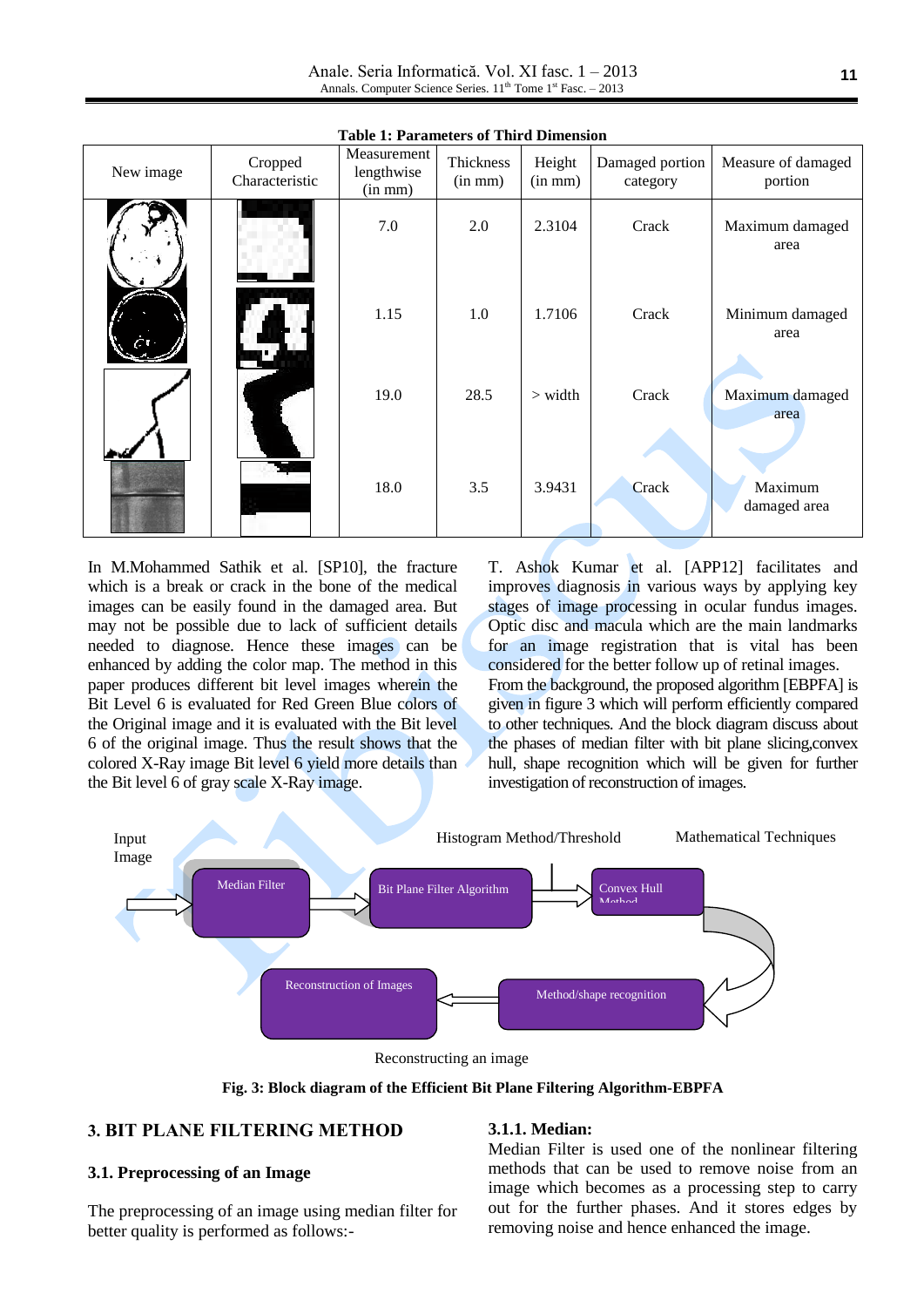**Table 1: Parameters of Third Dimension**

| New image | Cropped Characteristic | Measurement lengthwise (in mm) | Thickness (in mm) | Height (in mm) | Damaged portion category | Measure of damaged portion |
|---|---|---|---|---|---|---|
| | | 7.0 | 2.0 | 2.3104 | Crack | Maximum damaged area |
| | | 1.15 | 1.0 | 1.7106 | Crack | Minimum damaged area |
| | | 19.0 | 28.5 | > width | Crack | Maximum damaged area |
| | | 18.0 | 3.5 | 3.9431 | Crack | Maximum damaged area |

In M.Mohammed Sathik et al. [SP10], the fracture which is a break or crack in the bone of the medical images can be easily found in the damaged area. But may not be possible due to lack of sufficient details needed to diagnose. Hence these images can be enhanced by adding the color map. The method in this paper produces different bit level images wherein the Bit Level 6 is evaluated for Red Green Blue colors of the Original image and it is evaluated with the Bit level 6 of the original image. Thus the result shows that the colored X-Ray image Bit level 6 yield more details than the Bit level 6 of gray scale X-Ray image.

T. Ashok Kumar et al. [APP12] facilitates and improves diagnosis in various ways by applying key stages of image processing in ocular fundus images. Optic disc and macula which are the main landmarks for an image registration that is vital has been considered for the better follow up of retinal images. From the background, the proposed algorithm [EBPFA] is given in figure 3 which will perform efficiently compared to other techniques. And the block diagram discuss about the phases of median filter with bit plane slicing,convex hull, shape recognition which will be given for further investigation of reconstruction of images.

Input Image → Median Filter → Bit Plane Filter Algorithm → Convex Hull Method → Method/shape recognition → Reconstruction of Images

Histogram Method/Threshold | Mathematical Techniques

Reconstructing an image

**Fig. 3: Block diagram of the Efficient Bit Plane Filtering Algorithm-EBPFA**

## 3. BIT PLANE FILTERING METHOD

### 3.1. Preprocessing of an Image

The preprocessing of an image using median filter for better quality is performed as follows:-

#### 3.1.1. Median:

Median Filter is used one of the nonlinear filtering methods that can be used to remove noise from an image which becomes as a processing step to carry out for the further phases. And it stores edges by removing noise and hence enhanced the image.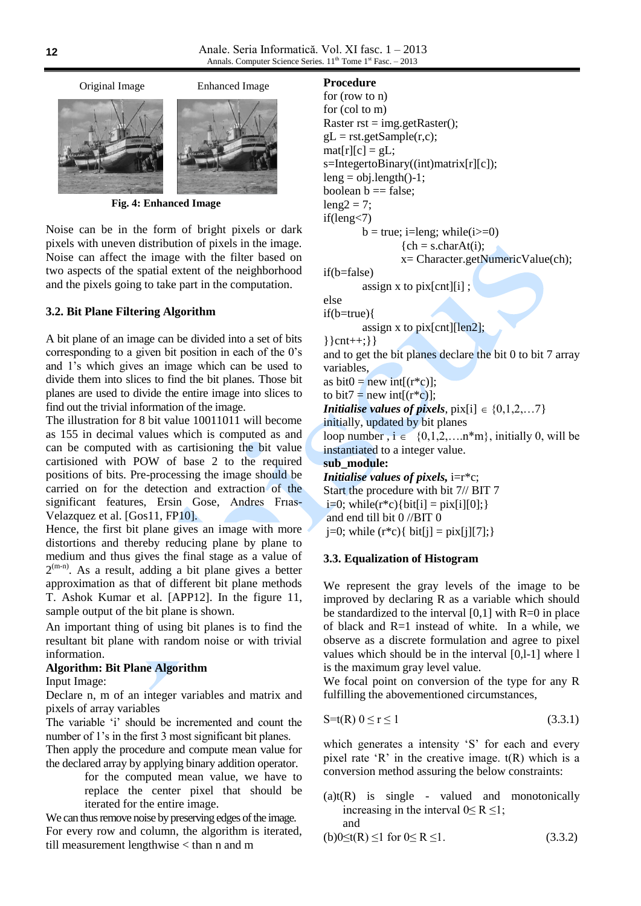Original Image Enhanced Image

**Fig. 4: Enhanced Image**

Noise can be in the form of bright pixels or dark pixels with uneven distribution of pixels in the image. Noise can affect the image with the filter based on two aspects of the spatial extent of the neighborhood and the pixels going to take part in the computation.

### 3.2. Bit Plane Filtering Algorithm

A bit plane of an image can be divided into a set of bits corresponding to a given bit position in each of the 0's and 1's which gives an image which can be used to divide them into slices to find the bit planes. Those bit planes are used to divide the entire image into slices to find out the trivial information of the image.

The illustration for 8 bit value 10011011 will become as 155 in decimal values which is computed as and can be computed with as cartisioning the bit value cartisioned with POW of base 2 to the required positions of bits. Pre-processing the image should be carried on for the detection and extraction of the significant features, Ersin Gose, Andres Frias-Velazquez et al. [Gos11, FP10].

Hence, the first bit plane gives an image with more distortions and thereby reducing plane by plane to medium and thus gives the final stage as a value of $2^{(m-n)}$. As a result, adding a bit plane gives a better approximation as that of different bit plane methods T. Ashok Kumar et al. [APP12]. In the figure 11, sample output of the bit plane is shown.

An important thing of using bit planes is to find the resultant bit plane with random noise or with trivial information.

**Algorithm: Bit Plane Algorithm**

Input Image:

Declare n, m of an integer variables and matrix and pixels of array variables

The variable 'i' should be incremented and count the number of 1's in the first 3 most significant bit planes.

Then apply the procedure and compute mean value for the declared array by applying binary addition operator.

for the computed mean value, we have to replace the center pixel that should be iterated for the entire image.

We can thus remove noise by preserving edges of the image.

For every row and column, the algorithm is iterated, till measurement lengthwise < than n and m

**Procedure**

```
for (row to n)
for (col to m)
Raster rst = img.getRaster();
gL = rst.getSample(r,c);
mat[r][c] = gL;
s=IntegertoBinary((int)matrix[r][c]);
leng = obj.length()-1;
boolean b == false;
leng2 = 7;
if(leng<7)
        b = true; i=leng; while(i>=0)
                {ch = s.charAt(i);
                x= Character.getNumericValue(ch);
if(b=false)
        assign x to pix[cnt][i] ;
else
if(b=true){
        assign x to pix[cnt][len2];
}}cnt++;}}
```

and to get the bit planes declare the bit 0 to bit 7 array variables,

as bit0 = new int[(r*c)];

to bit7 = new int[(r*c)];

***Initialise values of pixels***, pix[i] $\in$ {0,1,2,…7} initially, updated by bit planes

loop number , i $\in$ {0,1,2,….n*m}, initially 0, will be instantiated to a integer value.

**sub_module:**

***Initialise values of pixels,*** i=r*c;

Start the procedure with bit 7// BIT 7

```
i=0; while(r*c){bit[i] = pix[i][0];}
```

and end till bit 0 //BIT 0

```
j=0; while (r*c){ bit[j] = pix[j][7];}
```

### 3.3. Equalization of Histogram

We represent the gray levels of the image to be improved by declaring R as a variable which should be standardized to the interval [0,1] with R=0 in place of black and R=1 instead of white. In a while, we observe as a discrete formulation and agree to pixel values which should be in the interval [0,l-1] where l is the maximum gray level value.

We focal point on conversion of the type for any R fulfilling the abovementioned circumstances,

$$S=t(R)\quad 0 \le r \le 1 \tag{3.3.1}$$

which generates a intensity 'S' for each and every pixel rate 'R' in the creative image. t(R) which is a conversion method assuring the below constraints:

(a) t(R) is single - valued and monotonically increasing in the interval $0 \le R \le 1$; and

$$\text{(b)}\ 0 \le t(R) \le 1 \text{ for } 0 \le R \le 1. \tag{3.3.2}$$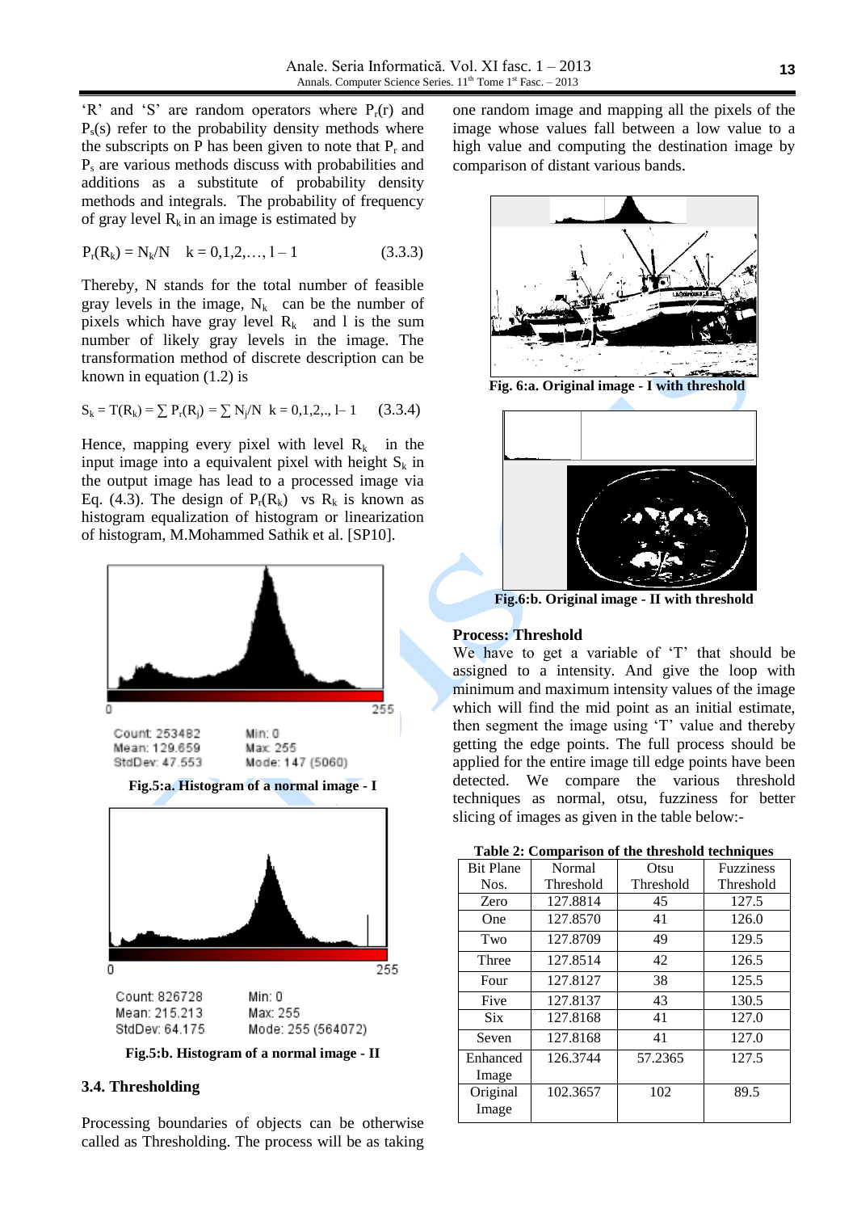'R' and 'S' are random operators where $P_r(r)$ and $P_s(s)$ refer to the probability density methods where the subscripts on P has been given to note that $P_r$ and $P_s$ are various methods discuss with probabilities and additions as a substitute of probability density methods and integrals. The probability of frequency of gray level $R_k$ in an image is estimated by

$$P_r(R_k) = N_k/N \quad k = 0,1,2,\ldots, l-1 \qquad (3.3.3)$$

Thereby, N stands for the total number of feasible gray levels in the image, $N_k$ can be the number of pixels which have gray level $R_k$ and l is the sum number of likely gray levels in the image. The transformation method of discrete description can be known in equation (1.2) is

$$S_k = T(R_k) = \sum P_r(R_j) = \sum N_j/N \quad k = 0,1,2,., l-1 \qquad (3.3.4)$$

Hence, mapping every pixel with level $R_k$ in the input image into a equivalent pixel with height $S_k$ in the output image has lead to a processed image via Eq. (4.3). The design of $P_r(R_k)$ vs $R_k$ is known as histogram equalization of histogram or linearization of histogram, M.Mohammed Sathik et al. [SP10].

Count: 253482 Min: 0
Mean: 129.659 Max: 255
StdDev: 47.553 Mode: 147 (5060)

**Fig.5:a. Histogram of a normal image - I**

Count: 826728 Min: 0
Mean: 215.213 Max: 255
StdDev: 64.175 Mode: 255 (564072)

**Fig.5:b. Histogram of a normal image - II**

### 3.4. Thresholding

Processing boundaries of objects can be otherwise called as Thresholding. The process will be as taking one random image and mapping all the pixels of the image whose values fall between a low value to a high value and computing the destination image by comparison of distant various bands.

**Fig. 6:a. Original image - I with threshold**

**Fig.6:b. Original image - II with threshold**

**Process: Threshold**

We have to get a variable of 'T' that should be assigned to a intensity. And give the loop with minimum and maximum intensity values of the image which will find the mid point as an initial estimate, then segment the image using 'T' value and thereby getting the edge points. The full process should be applied for the entire image till edge points have been detected. We compare the various threshold techniques as normal, otsu, fuzziness for better slicing of images as given in the table below:-

**Table 2: Comparison of the threshold techniques**

| Bit Plane Nos. | Normal Threshold | Otsu Threshold | Fuzziness Threshold |
|---|---|---|---|
| Zero | 127.8814 | 45 | 127.5 |
| One | 127.8570 | 41 | 126.0 |
| Two | 127.8709 | 49 | 129.5 |
| Three | 127.8514 | 42 | 126.5 |
| Four | 127.8127 | 38 | 125.5 |
| Five | 127.8137 | 43 | 130.5 |
| Six | 127.8168 | 41 | 127.0 |
| Seven | 127.8168 | 41 | 127.0 |
| Enhanced Image | 126.3744 | 57.2365 | 127.5 |
| Original Image | 102.3657 | 102 | 89.5 |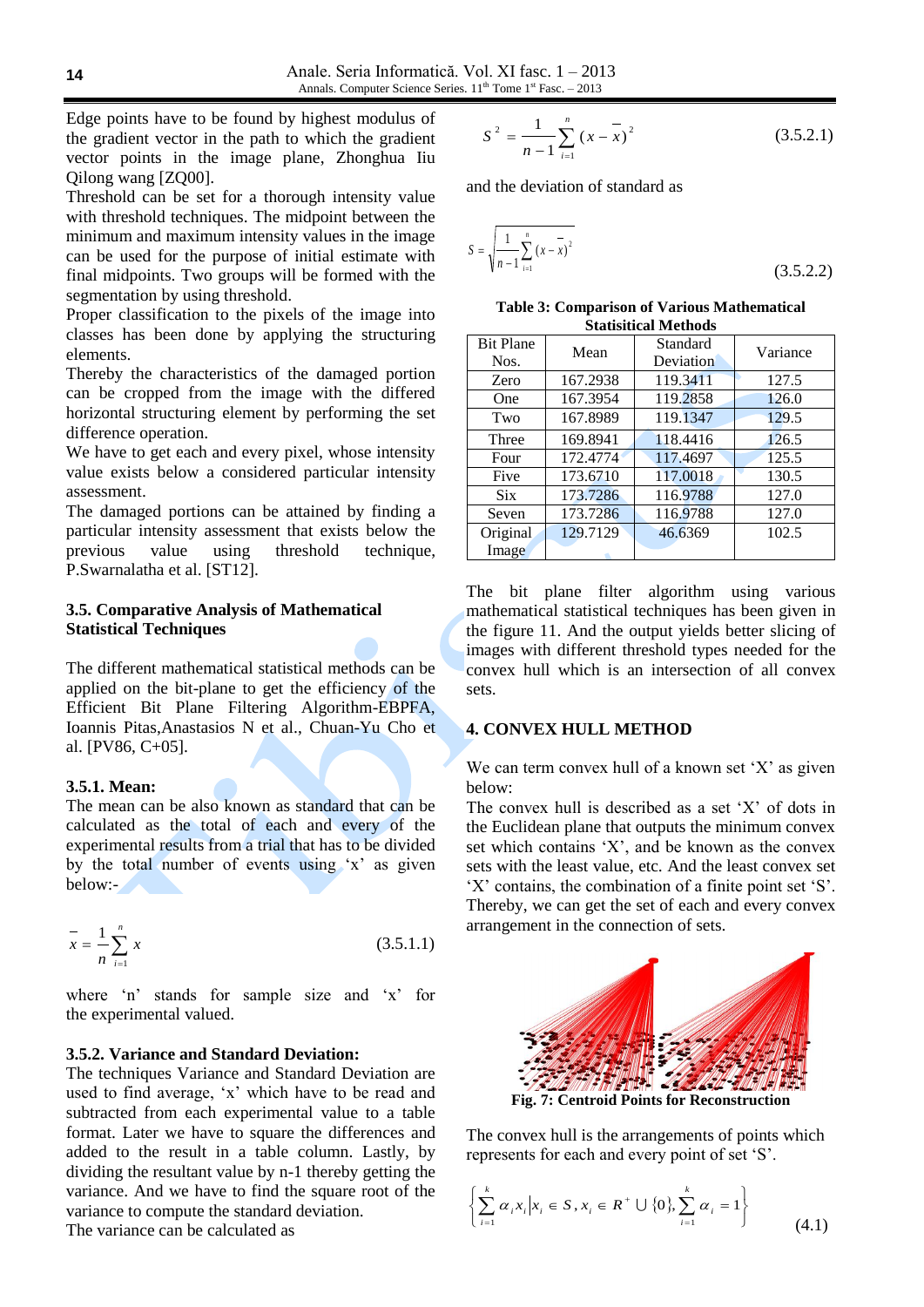Edge points have to be found by highest modulus of the gradient vector in the path to which the gradient vector points in the image plane, Zhonghua Iiu Qilong wang [ZQ00].

Threshold can be set for a thorough intensity value with threshold techniques. The midpoint between the minimum and maximum intensity values in the image can be used for the purpose of initial estimate with final midpoints. Two groups will be formed with the segmentation by using threshold.

Proper classification to the pixels of the image into classes has been done by applying the structuring elements.

Thereby the characteristics of the damaged portion can be cropped from the image with the differed horizontal structuring element by performing the set difference operation.

We have to get each and every pixel, whose intensity value exists below a considered particular intensity assessment.

The damaged portions can be attained by finding a particular intensity assessment that exists below the previous value using threshold technique, P.Swarnalatha et al. [ST12].

### 3.5. Comparative Analysis of Mathematical Statistical Techniques

The different mathematical statistical methods can be applied on the bit-plane to get the efficiency of the Efficient Bit Plane Filtering Algorithm-EBPFA, Ioannis Pitas,Anastasios N et al., Chuan-Yu Cho et al. [PV86, C+05].

#### 3.5.1. Mean:

The mean can be also known as standard that can be calculated as the total of each and every of the experimental results from a trial that has to be divided by the total number of events using 'x' as given below:-

$$\bar{x} = \frac{1}{n}\sum_{i=1}^{n} x \tag{3.5.1.1}$$

where 'n' stands for sample size and 'x' for the experimental valued.

#### 3.5.2. Variance and Standard Deviation:

The techniques Variance and Standard Deviation are used to find average, 'x' which have to be read and subtracted from each experimental value to a table format. Later we have to square the differences and added to the result in a table column. Lastly, by dividing the resultant value by n-1 thereby getting the variance. And we have to find the square root of the variance to compute the standard deviation.

The variance can be calculated as

$$S^2 = \frac{1}{n-1}\sum_{i=1}^{n}(x-\bar{x})^2 \tag{3.5.2.1}$$

and the deviation of standard as

$$S = \sqrt{\frac{1}{n-1}\sum_{i=1}^{n}(x-\bar{x})^2} \tag{3.5.2.2}$$

**Table 3: Comparison of Various Mathematical Statisitical Methods**

| Bit Plane Nos. | Mean | Standard Deviation | Variance |
|---|---|---|---|
| Zero | 167.2938 | 119.3411 | 127.5 |
| One | 167.3954 | 119.2858 | 126.0 |
| Two | 167.8989 | 119.1347 | 129.5 |
| Three | 169.8941 | 118.4416 | 126.5 |
| Four | 172.4774 | 117.4697 | 125.5 |
| Five | 173.6710 | 117.0018 | 130.5 |
| Six | 173.7286 | 116.9788 | 127.0 |
| Seven | 173.7286 | 116.9788 | 127.0 |
| Original Image | 129.7129 | 46.6369 | 102.5 |

The bit plane filter algorithm using various mathematical statistical techniques has given in the figure 11. And the output yields better slicing of images with different threshold types needed for the convex hull which is an intersection of all convex sets.

## 4. CONVEX HULL METHOD

We can term convex hull of a known set 'X' as given below:

The convex hull is described as a set 'X' of dots in the Euclidean plane that outputs the minimum convex set which contains 'X', and be known as the convex sets with the least value, etc. And the least convex set 'X' contains, the combination of a finite point set 'S'. Thereby, we can get the set of each and every convex arrangement in the connection of sets.

**Fig. 7: Centroid Points for Reconstruction**

The convex hull is the arrangements of points which represents for each and every point of set 'S'.

$$\left\{ \sum_{i=1}^{k} \alpha_i x_i \middle| x_i \in S, x_i \in R^{+} \cup \{0\}, \sum_{i=1}^{k} \alpha_i = 1 \right\} \tag{4.1}$$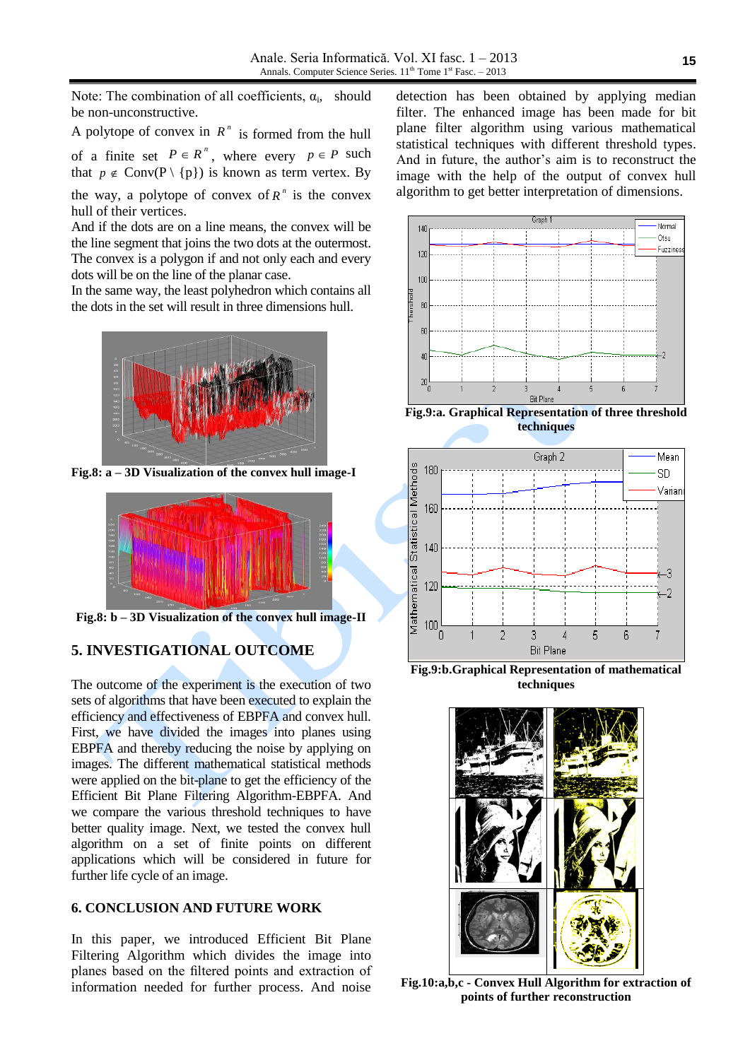Note: The combination of all coefficients, $\alpha_i$, should be non-unconstructive.

A polytope of convex in $R^n$ is formed from the hull of a finite set $P \in R^n$, where every $p \in P$ such that $p \notin \text{Conv}(P \setminus \{p\})$ is known as term vertex. By the way, a polytope of convex of $R^n$ is the convex hull of their vertices.

And if the dots are on a line means, the convex will be the line segment that joins the two dots at the outermost. The convex is a polygon if and not only each and every dots will be on the line of the planar case.

In the same way, the least polyhedron which contains all the dots in the set will result in three dimensions hull.

**Fig.8: a – 3D Visualization of the convex hull image-I**

**Fig.8: b – 3D Visualization of the convex hull image-II**

## 5. INVESTIGATIONAL OUTCOME

The outcome of the experiment is the execution of two sets of algorithms that have been executed to explain the efficiency and effectiveness of EBPFA and convex hull. First, we have divided the images into planes using EBPFA and thereby reducing the noise by applying on images. The different mathematical statistical methods were applied on the bit-plane to get the efficiency of the Efficient Bit Plane Filtering Algorithm-EBPFA. And we compare the various threshold techniques to have better quality image. Next, we tested the convex hull algorithm on a set of finite points on different applications which will be considered in future for further life cycle of an image.

## 6. CONCLUSION AND FUTURE WORK

In this paper, we introduced Efficient Bit Plane Filtering Algorithm which divides the image into planes based on the filtered points and extraction of information needed for further process. And noise detection has been obtained by applying median filter. The enhanced image has been made for bit plane filter algorithm using various mathematical statistical techniques with different threshold types. And in future, the author's aim is to reconstruct the image with the help of the output of convex hull algorithm to get better interpretation of dimensions.

**Fig.9:a. Graphical Representation of three threshold techniques**

**Fig.9:b.Graphical Representation of mathematical techniques**

**Fig.10:a,b,c - Convex Hull Algorithm for extraction of points of further reconstruction**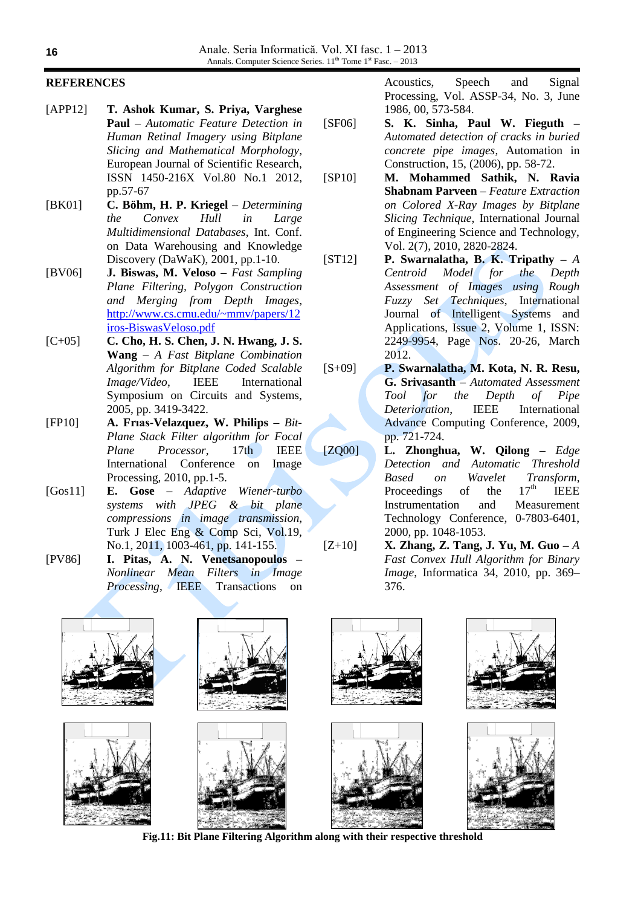## REFERENCES

[APP12] **T. Ashok Kumar, S. Priya, Varghese Paul** – *Automatic Feature Detection in Human Retinal Imagery using Bitplane Slicing and Mathematical Morphology*, European Journal of Scientific Research, ISSN 1450-216X Vol.80 No.1 2012, pp.57-67

[BK01] **C. Böhm, H. P. Kriegel** – *Determining the Convex Hull in Large Multidimensional Databases*, Int. Conf. on Data Warehousing and Knowledge Discovery (DaWaK), 2001, pp.1-10.

[BV06] **J. Biswas, M. Veloso** – *Fast Sampling Plane Filtering, Polygon Construction and Merging from Depth Images*, http://www.cs.cmu.edu/~mmv/papers/12iros-BiswasVeloso.pdf

[C+05] **C. Cho, H. S. Chen, J. N. Hwang, J. S. Wang** – *A Fast Bitplane Combination Algorithm for Bitplane Coded Scalable Image/Video*, IEEE International Symposium on Circuits and Systems, 2005, pp. 3419-3422.

[FP10] **A. Frıas-Velazquez, W. Philips** – *Bit-Plane Stack Filter algorithm for Focal Plane Processor*, 17th IEEE International Conference on Image Processing, 2010, pp.1-5.

[Gos11] **E. Gose** – *Adaptive Wiener-turbo systems with JPEG & bit plane compressions in image transmission*, Turk J Elec Eng & Comp Sci, Vol.19, No.1, 2011, 1003-461, pp. 141-155.

[PV86] **I. Pitas, A. N. Venetsanopoulos** – *Nonlinear Mean Filters in Image Processing*, IEEE Transactions on Acoustics, Speech and Signal Processing, Vol. ASSP-34, No. 3, June 1986, 00, 573-584.

[SF06] **S. K. Sinha, Paul W. Fieguth** – *Automated detection of cracks in buried concrete pipe images*, Automation in Construction, 15, (2006), pp. 58-72.

[SP10] **M. Mohammed Sathik, N. Ravia Shabnam Parveen** – *Feature Extraction on Colored X-Ray Images by Bitplane Slicing Technique*, International Journal of Engineering Science and Technology, Vol. 2(7), 2010, 2820-2824.

[ST12] **P. Swarnalatha, B. K. Tripathy** – *A Centroid Model for the Depth Assessment of Images using Rough Fuzzy Set Techniques*, International Journal of Intelligent Systems and Applications, Issue 2, Volume 1, ISSN: 2249-9954, Page Nos. 20-26, March 2012.

[S+09] **P. Swarnalatha, M. Kota, N. R. Resu, G. Srivasanth** – *Automated Assessment Tool for the Depth of Pipe Deterioration*, IEEE International Advance Computing Conference, 2009, pp. 721-724.

[ZQ00] **L. Zhonghua, W. Qilong** – *Edge Detection and Automatic Threshold Based on Wavelet Transform*, Proceedings of the 17th IEEE Instrumentation and Measurement Technology Conference, 0-7803-6401, 2000, pp. 1048-1053.

[Z+10] **X. Zhang, Z. Tang, J. Yu, M. Guo** – *A Fast Convex Hull Algorithm for Binary Image*, Informatica 34, 2010, pp. 369–376.

**Fig.11: Bit Plane Filtering Algorithm along with their respective threshold**